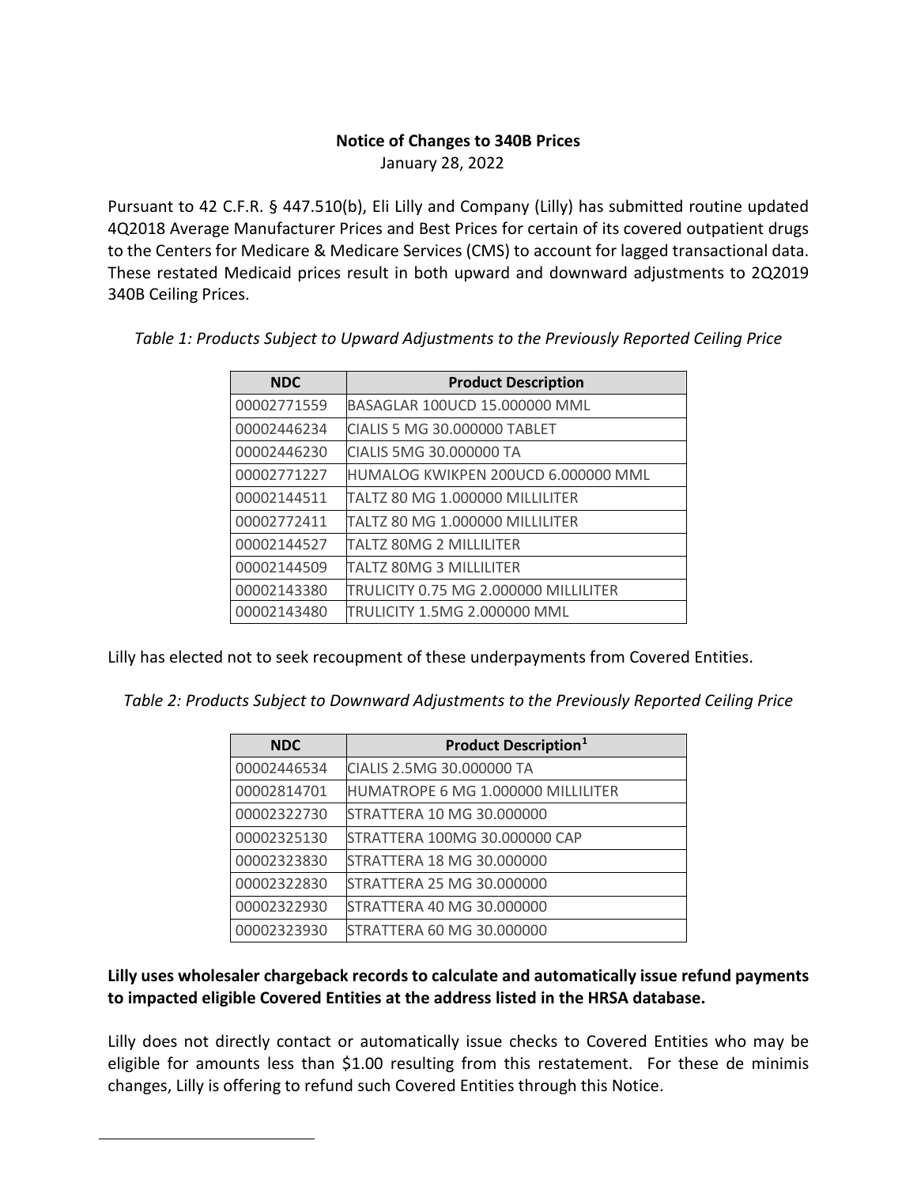**Notice of Changes to 340B Prices**

January 28, 2022

Pursuant to 42 C.F.R. § 447.510(b), Eli Lilly and Company (Lilly) has submitted routine updated 4Q2018 Average Manufacturer Prices and Best Prices for certain of its covered outpatient drugs to the Centers for Medicare & Medicare Services (CMS) to account for lagged transactional data. These restated Medicaid prices result in both upward and downward adjustments to 2Q2019 340B Ceiling Prices.

*Table 1: Products Subject to Upward Adjustments to the Previously Reported Ceiling Price*

| NDC | Product Description |
|---|---|
| 00002771559 | BASAGLAR 100UCD 15.000000 MML |
| 00002446234 | CIALIS 5 MG 30.000000 TABLET |
| 00002446230 | CIALIS 5MG 30.000000 TA |
| 00002771227 | HUMALOG KWIKPEN 200UCD 6.000000 MML |
| 00002144511 | TALTZ 80 MG 1.000000 MILLILITER |
| 00002772411 | TALTZ 80 MG 1.000000 MILLILITER |
| 00002144527 | TALTZ 80MG 2 MILLILITER |
| 00002144509 | TALTZ 80MG 3 MILLILITER |
| 00002143380 | TRULICITY 0.75 MG 2.000000 MILLILITER |
| 00002143480 | TRULICITY 1.5MG 2.000000 MML |

Lilly has elected not to seek recoupment of these underpayments from Covered Entities.

*Table 2: Products Subject to Downward Adjustments to the Previously Reported Ceiling Price*

| NDC | Product Description[1] |
|---|---|
| 00002446534 | CIALIS 2.5MG 30.000000 TA |
| 00002814701 | HUMATROPE 6 MG 1.000000 MILLILITER |
| 00002322730 | STRATTERA 10 MG 30.000000 |
| 00002325130 | STRATTERA 100MG 30.000000 CAP |
| 00002323830 | STRATTERA 18 MG 30.000000 |
| 00002322830 | STRATTERA 25 MG 30.000000 |
| 00002322930 | STRATTERA 40 MG 30.000000 |
| 00002323930 | STRATTERA 60 MG 30.000000 |

**Lilly uses wholesaler chargeback records to calculate and automatically issue refund payments to impacted eligible Covered Entities at the address listed in the HRSA database.**

Lilly does not directly contact or automatically issue checks to Covered Entities who may be eligible for amounts less than $1.00 resulting from this restatement. For these de minimis changes, Lilly is offering to refund such Covered Entities through this Notice.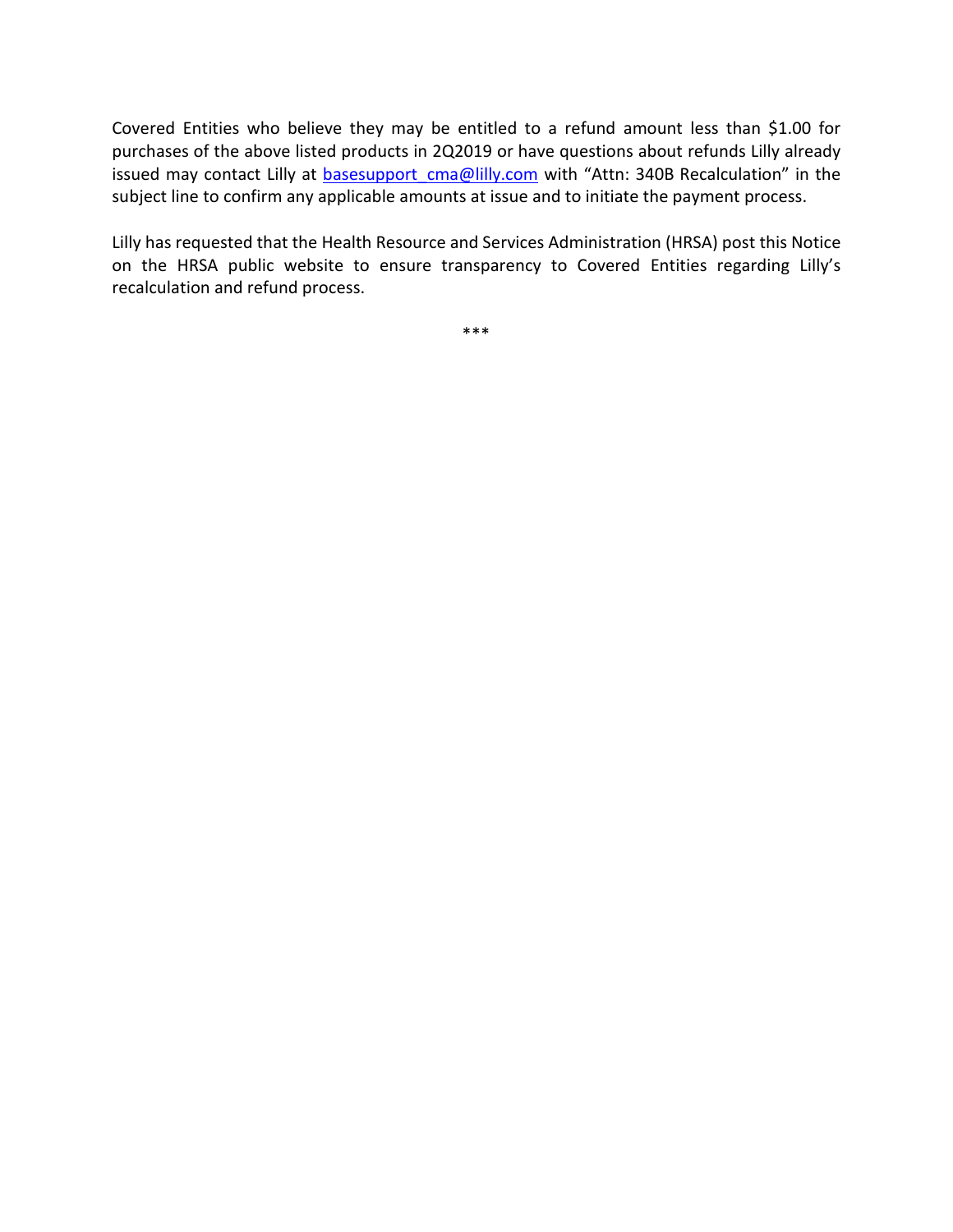Covered Entities who believe they may be entitled to a refund amount less than $1.00 for purchases of the above listed products in 2Q2019 or have questions about refunds Lilly already issued may contact Lilly at basesupport_cma@lilly.com with "Attn: 340B Recalculation" in the subject line to confirm any applicable amounts at issue and to initiate the payment process.

Lilly has requested that the Health Resource and Services Administration (HRSA) post this Notice on the HRSA public website to ensure transparency to Covered Entities regarding Lilly's recalculation and refund process.

***